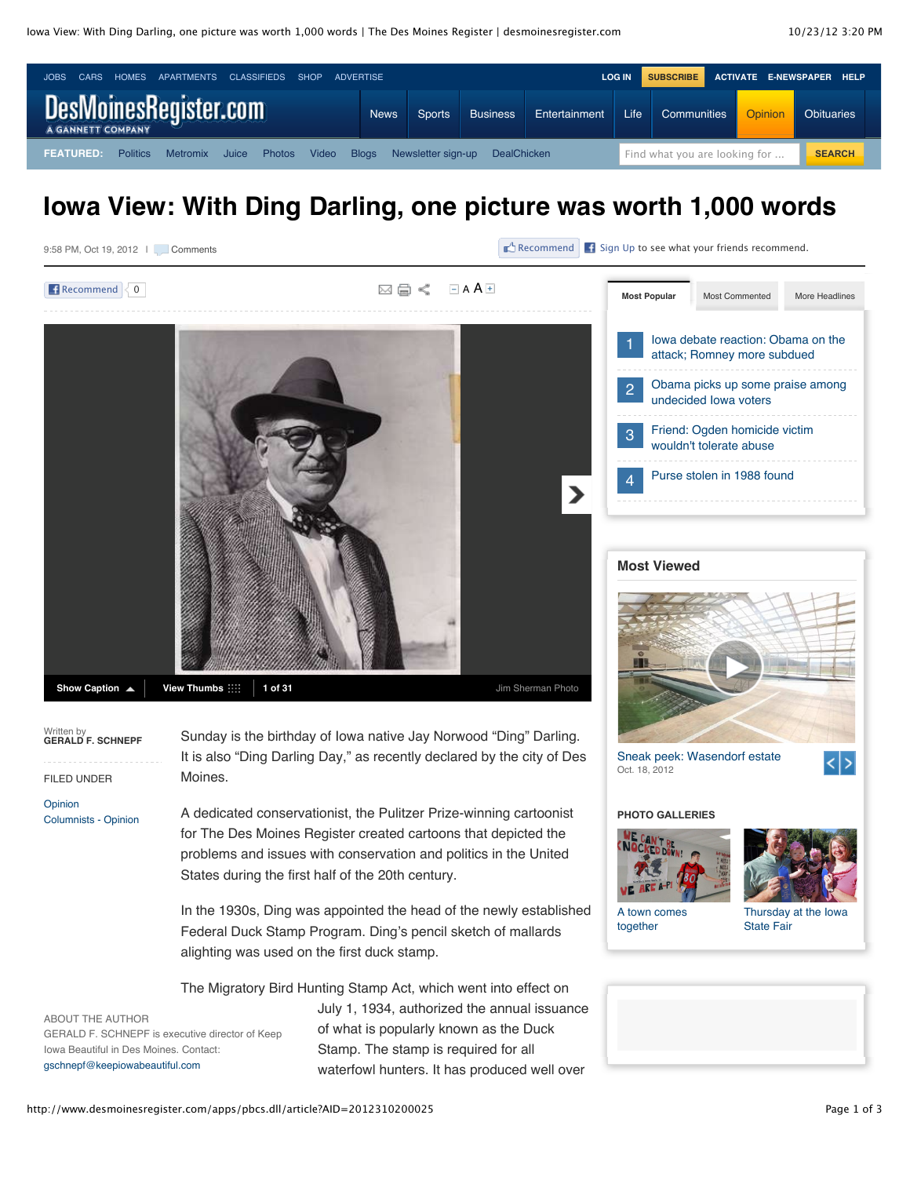# Iowa View: With Ding Darling, one picture was worth 1,000 words

9:58 PM, Oct 19, 2012 | Comments

Show Caption | View Thumbs | 1 of 31 | Jim Sherman Photo

Written by
**GERALD F. SCHNEPF**

FILED UNDER

Opinion
Columnists - Opinion

Sunday is the birthday of Iowa native Jay Norwood "Ding" Darling. It is also "Ding Darling Day," as recently declared by the city of Des Moines.

A dedicated conservationist, the Pulitzer Prize-winning cartoonist for The Des Moines Register created cartoons that depicted the problems and issues with conservation and politics in the United States during the first half of the 20th century.

In the 1930s, Ding was appointed the head of the newly established Federal Duck Stamp Program. Ding's pencil sketch of mallards alighting was used on the first duck stamp.

The Migratory Bird Hunting Stamp Act, which went into effect on July 1, 1934, authorized the annual issuance of what is popularly known as the Duck Stamp. The stamp is required for all waterfowl hunters. It has produced well over

ABOUT THE AUTHOR
GERALD F. SCHNEPF is executive director of Keep Iowa Beautiful in Des Moines. Contact: gschnepf@keepiowabeautiful.com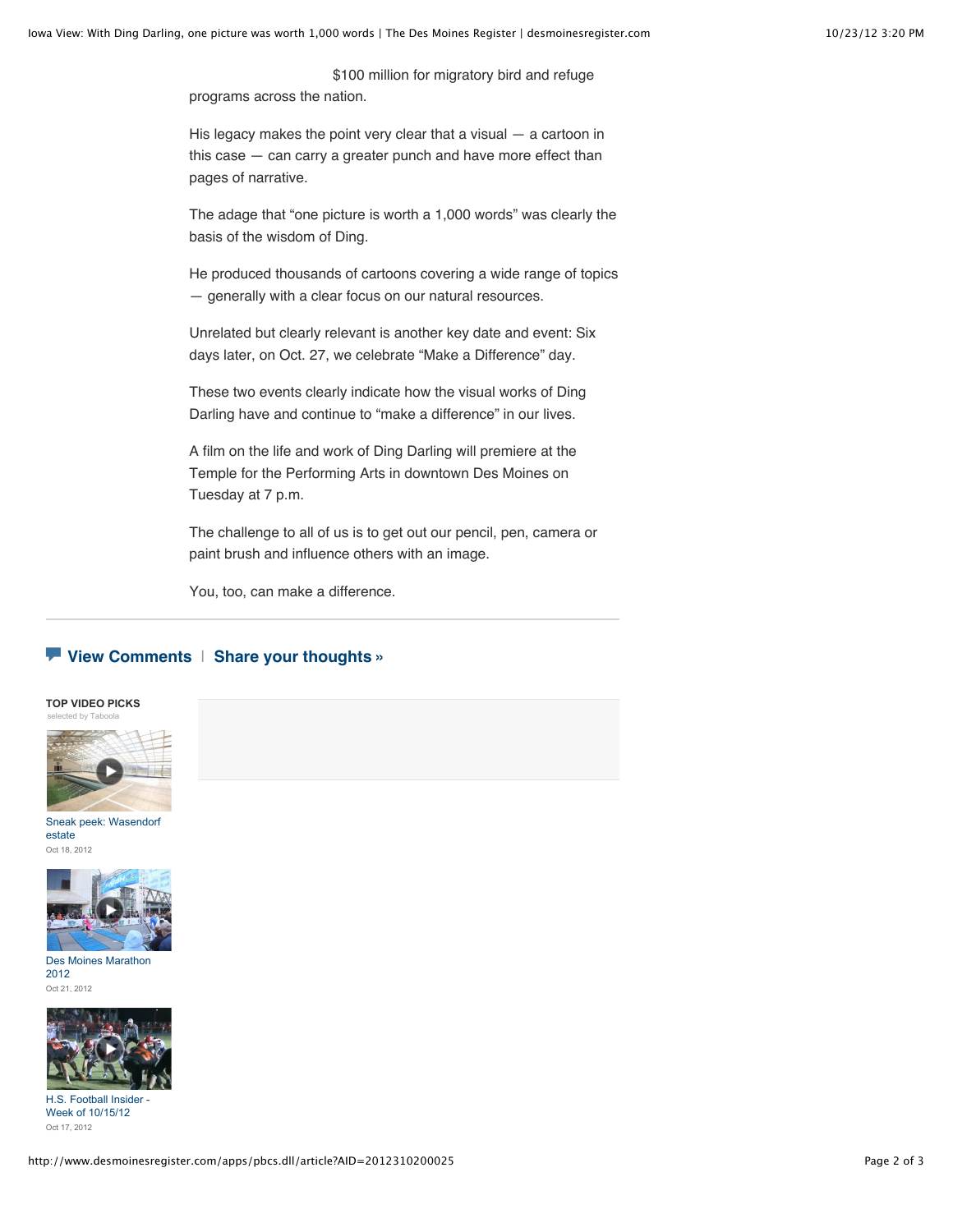$100 million for migratory bird and refuge programs across the nation.

His legacy makes the point very clear that a visual — a cartoon in this case — can carry a greater punch and have more effect than pages of narrative.

The adage that "one picture is worth a 1,000 words" was clearly the basis of the wisdom of Ding.

He produced thousands of cartoons covering a wide range of topics — generally with a clear focus on our natural resources.

Unrelated but clearly relevant is another key date and event: Six days later, on Oct. 27, we celebrate "Make a Difference" day.

These two events clearly indicate how the visual works of Ding Darling have and continue to "make a difference" in our lives.

A film on the life and work of Ding Darling will premiere at the Temple for the Performing Arts in downtown Des Moines on Tuesday at 7 p.m.

The challenge to all of us is to get out our pencil, pen, camera or paint brush and influence others with an image.

You, too, can make a difference.

---

**View Comments** | **Share your thoughts »**

**TOP VIDEO PICKS**
selected by Taboola

Sneak peek: Wasendorf estate
Oct 18, 2012

Des Moines Marathon 2012
Oct 21, 2012

H.S. Football Insider - Week of 10/15/12
Oct 17, 2012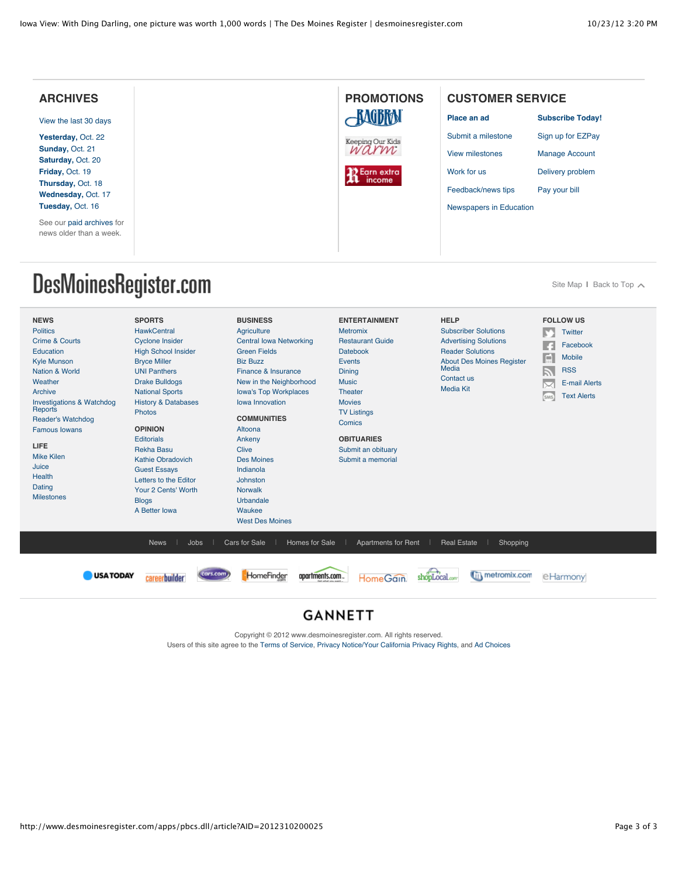## ARCHIVES

View the last 30 days

**Yesterday,** Oct. 22
**Sunday,** Oct. 21
**Saturday,** Oct. 20
**Friday,** Oct. 19
**Thursday,** Oct. 18
**Wednesday,** Oct. 17
**Tuesday,** Oct. 16

See our paid archives for news older than a week.

## PROMOTIONS

RAGBRAI
Keeping Our Kids Warm
Earn extra income

## CUSTOMER SERVICE

**Place an ad**
Submit a milestone
View milestones
Work for us
Feedback/news tips
Newspapers in Education

**Subscribe Today!**
Sign up for EZPay
Manage Account
Delivery problem
Pay your bill

# DesMoinesRegister.com

Site Map | Back to Top

**NEWS**
Politics
Crime & Courts
Education
Kyle Munson
Nation & World
Weather
Archive
Investigations & Watchdog Reports
Reader's Watchdog
Famous Iowans

**LIFE**
Mike Kilen
Juice
Health
Dating
Milestones

**SPORTS**
HawkCentral
Cyclone Insider
High School Insider
Bryce Miller
UNI Panthers
Drake Bulldogs
National Sports
History & Databases
Photos

**OPINION**
Editorials
Rekha Basu
Kathie Obradovich
Guest Essays
Letters to the Editor
Your 2 Cents' Worth
Blogs
A Better Iowa

**BUSINESS**
Agriculture
Central Iowa Networking
Green Fields
Biz Buzz
Finance & Insurance
New in the Neighborhood
Iowa's Top Workplaces
Iowa Innovation

**COMMUNITIES**
Altoona
Ankeny
Clive
Des Moines
Indianola
Johnston
Norwalk
Urbandale
Waukee
West Des Moines

**ENTERTAINMENT**
Metromix
Restaurant Guide
Datebook
Events
Dining
Music
Theater
Movies
TV Listings
Comics

**OBITUARIES**
Submit an obituary
Submit a memorial

**HELP**
Subscriber Solutions
Advertising Solutions
Reader Solutions
About Des Moines Register Media
Contact us
Media Kit

**FOLLOW US**
Twitter
Facebook
Mobile
RSS
E-mail Alerts
Text Alerts

News | Jobs | Cars for Sale | Homes for Sale | Apartments for Rent | Real Estate | Shopping

USA TODAY · careerbuilder · cars.com · HomeFinder.com · apartments.com · HomeGain · shopLocal.com · metromix.com · eHarmony

GANNETT

Copyright © 2012 www.desmoinesregister.com. All rights reserved.
Users of this site agree to the Terms of Service, Privacy Notice/Your California Privacy Rights, and Ad Choices